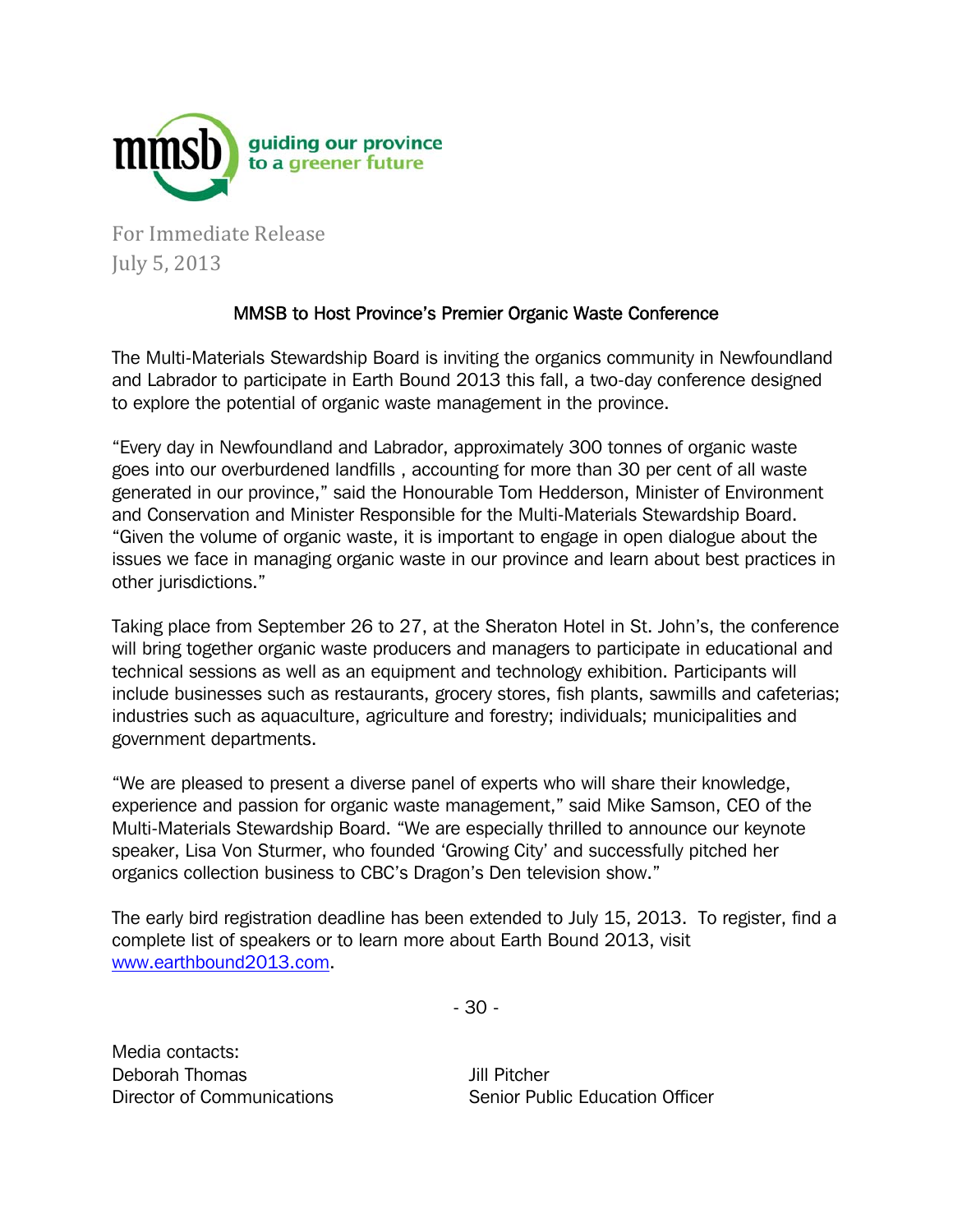mmsb guiding our province to a greener future

For Immediate Release
July 5, 2013

## MMSB to Host Province's Premier Organic Waste Conference

The Multi-Materials Stewardship Board is inviting the organics community in Newfoundland and Labrador to participate in Earth Bound 2013 this fall, a two-day conference designed to explore the potential of organic waste management in the province.

"Every day in Newfoundland and Labrador, approximately 300 tonnes of organic waste goes into our overburdened landfills , accounting for more than 30 per cent of all waste generated in our province," said the Honourable Tom Hedderson, Minister of Environment and Conservation and Minister Responsible for the Multi-Materials Stewardship Board. "Given the volume of organic waste, it is important to engage in open dialogue about the issues we face in managing organic waste in our province and learn about best practices in other jurisdictions."

Taking place from September 26 to 27, at the Sheraton Hotel in St. John's, the conference will bring together organic waste producers and managers to participate in educational and technical sessions as well as an equipment and technology exhibition. Participants will include businesses such as restaurants, grocery stores, fish plants, sawmills and cafeterias; industries such as aquaculture, agriculture and forestry; individuals; municipalities and government departments.

"We are pleased to present a diverse panel of experts who will share their knowledge, experience and passion for organic waste management," said Mike Samson, CEO of the Multi-Materials Stewardship Board. "We are especially thrilled to announce our keynote speaker, Lisa Von Sturmer, who founded 'Growing City' and successfully pitched her organics collection business to CBC's Dragon's Den television show."

The early bird registration deadline has been extended to July 15, 2013. To register, find a complete list of speakers or to learn more about Earth Bound 2013, visit www.earthbound2013.com.

\- 30 -

Media contacts:

Deborah Thomas
Director of Communications

Jill Pitcher
Senior Public Education Officer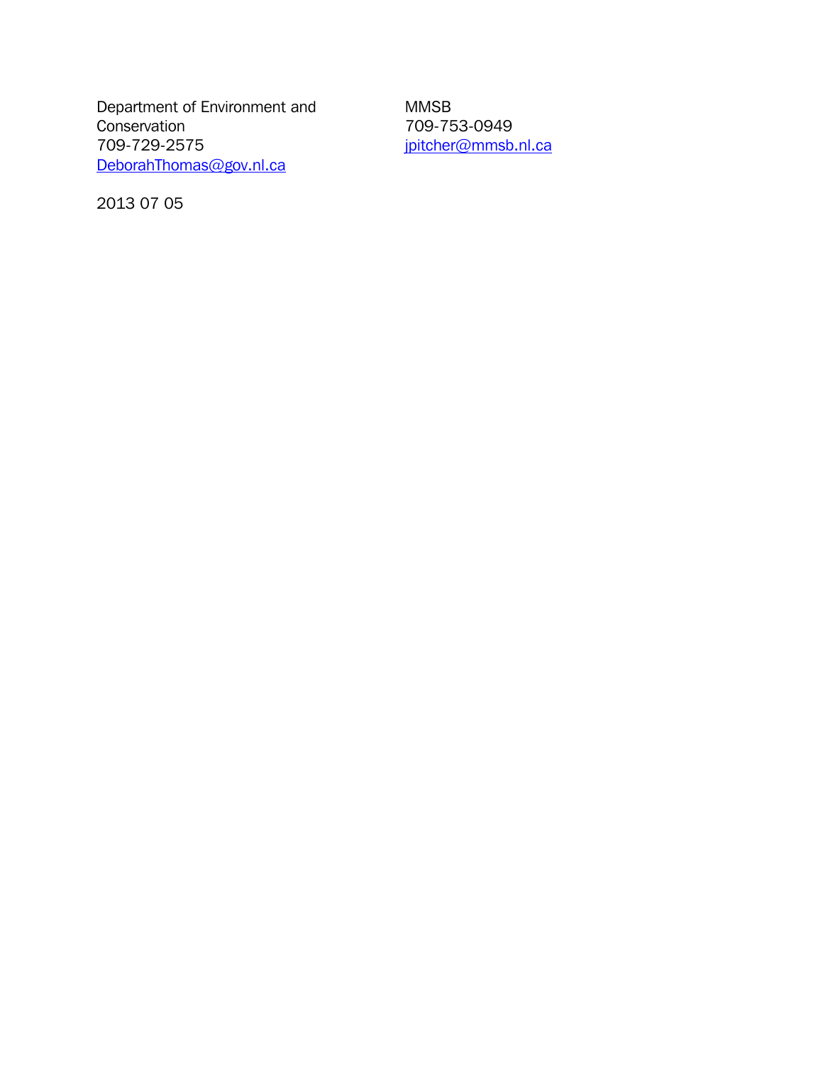Department of Environment and Conservation
709-729-2575
DeborahThomas@gov.nl.ca

MMSB
709-753-0949
jpitcher@mmsb.nl.ca

2013 07 05